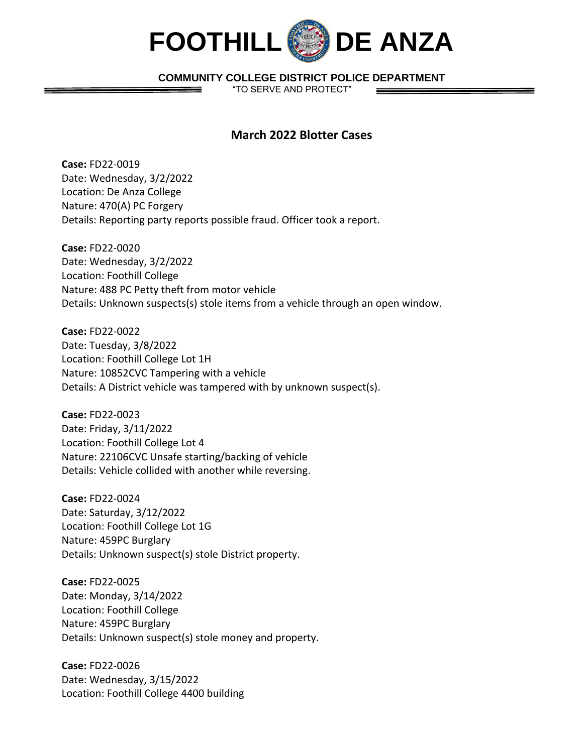# FOOTHILL DE ANZA

**COMMUNITY COLLEGE DISTRICT POLICE DEPARTMENT**

"TO SERVE AND PROTECT"

## March 2022 Blotter Cases

**Case:** FD22-0019
Date: Wednesday, 3/2/2022
Location: De Anza College
Nature: 470(A) PC Forgery
Details: Reporting party reports possible fraud. Officer took a report.

**Case:** FD22-0020
Date: Wednesday, 3/2/2022
Location: Foothill College
Nature: 488 PC Petty theft from motor vehicle
Details: Unknown suspects(s) stole items from a vehicle through an open window.

**Case:** FD22-0022
Date: Tuesday, 3/8/2022
Location: Foothill College Lot 1H
Nature: 10852CVC Tampering with a vehicle
Details: A District vehicle was tampered with by unknown suspect(s).

**Case:** FD22-0023
Date: Friday, 3/11/2022
Location: Foothill College Lot 4
Nature: 22106CVC Unsafe starting/backing of vehicle
Details: Vehicle collided with another while reversing.

**Case:** FD22-0024
Date: Saturday, 3/12/2022
Location: Foothill College Lot 1G
Nature: 459PC Burglary
Details: Unknown suspect(s) stole District property.

**Case:** FD22-0025
Date: Monday, 3/14/2022
Location: Foothill College
Nature: 459PC Burglary
Details: Unknown suspect(s) stole money and property.

**Case:** FD22-0026
Date: Wednesday, 3/15/2022
Location: Foothill College 4400 building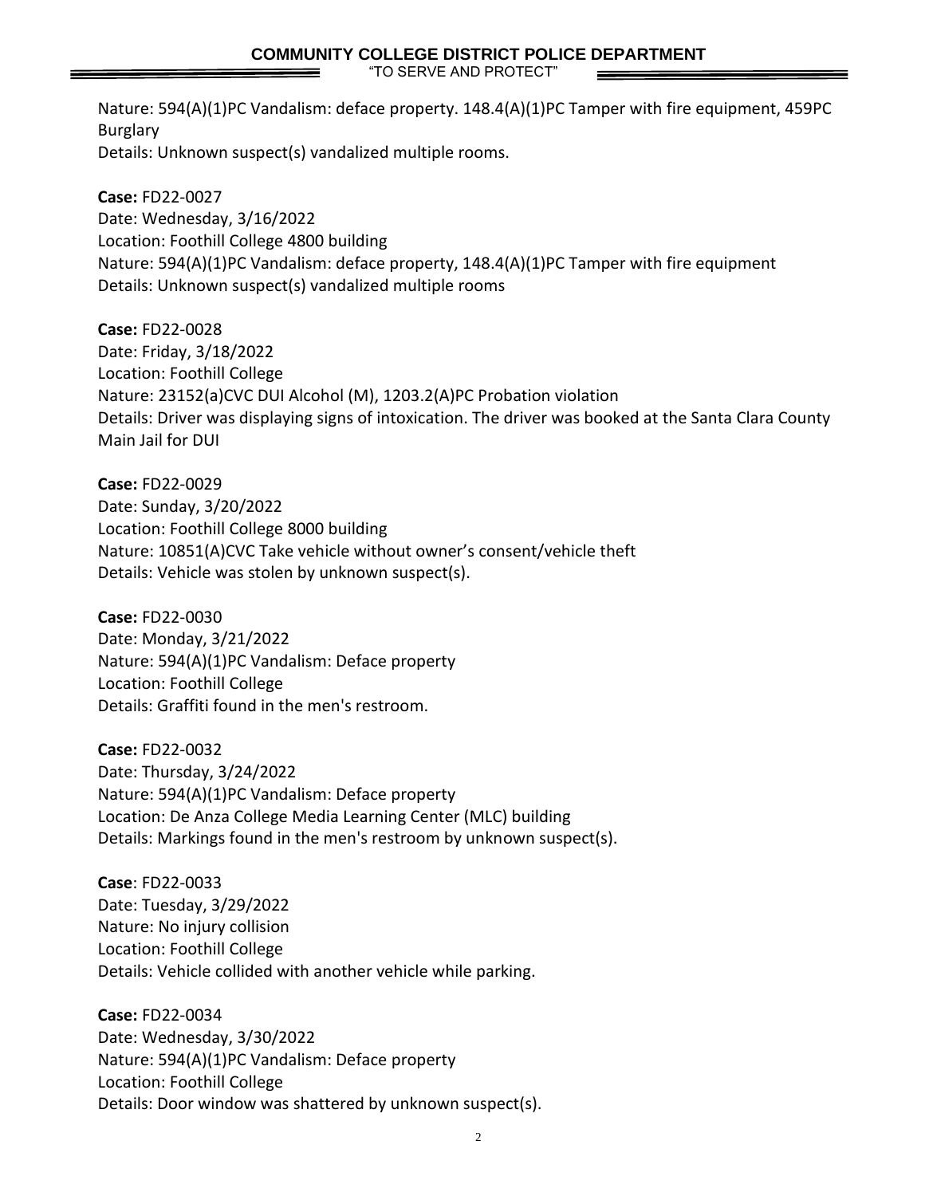Nature: 594(A)(1)PC Vandalism: deface property. 148.4(A)(1)PC Tamper with fire equipment, 459PC Burglary
Details: Unknown suspect(s) vandalized multiple rooms.

**Case:** FD22-0027
Date: Wednesday, 3/16/2022
Location: Foothill College 4800 building
Nature: 594(A)(1)PC Vandalism: deface property, 148.4(A)(1)PC Tamper with fire equipment
Details: Unknown suspect(s) vandalized multiple rooms

**Case:** FD22-0028
Date: Friday, 3/18/2022
Location: Foothill College
Nature: 23152(a)CVC DUI Alcohol (M), 1203.2(A)PC Probation violation
Details: Driver was displaying signs of intoxication. The driver was booked at the Santa Clara County Main Jail for DUI

**Case:** FD22-0029
Date: Sunday, 3/20/2022
Location: Foothill College 8000 building
Nature: 10851(A)CVC Take vehicle without owner's consent/vehicle theft
Details: Vehicle was stolen by unknown suspect(s).

**Case:** FD22-0030
Date: Monday, 3/21/2022
Nature: 594(A)(1)PC Vandalism: Deface property
Location: Foothill College
Details: Graffiti found in the men's restroom.

**Case:** FD22-0032
Date: Thursday, 3/24/2022
Nature: 594(A)(1)PC Vandalism: Deface property
Location: De Anza College Media Learning Center (MLC) building
Details: Markings found in the men's restroom by unknown suspect(s).

**Case**: FD22-0033
Date: Tuesday, 3/29/2022
Nature: No injury collision
Location: Foothill College
Details: Vehicle collided with another vehicle while parking.

**Case:** FD22-0034
Date: Wednesday, 3/30/2022
Nature: 594(A)(1)PC Vandalism: Deface property
Location: Foothill College
Details: Door window was shattered by unknown suspect(s).